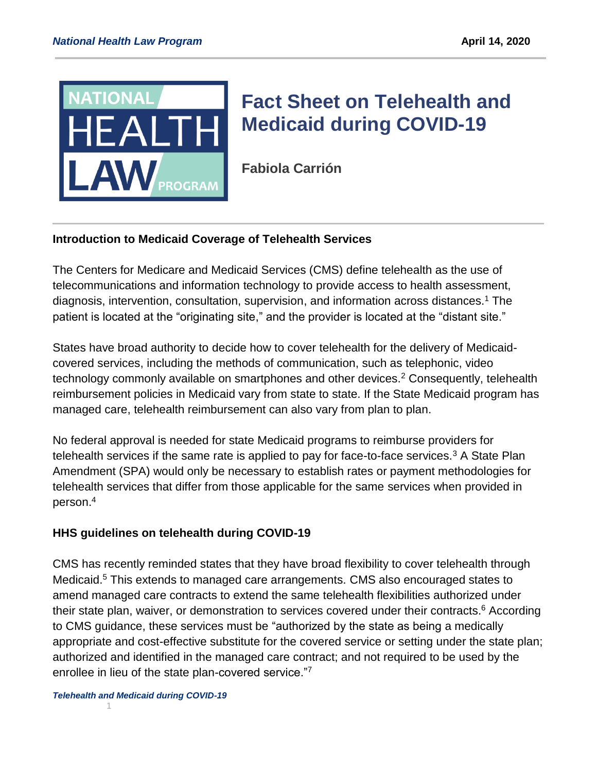# Fact Sheet on Telehealth and Medicaid during COVID-19

**Fabiola Carrión**

## Introduction to Medicaid Coverage of Telehealth Services

The Centers for Medicare and Medicaid Services (CMS) define telehealth as the use of telecommunications and information technology to provide access to health assessment, diagnosis, intervention, consultation, supervision, and information across distances.[1] The patient is located at the "originating site," and the provider is located at the "distant site."

States have broad authority to decide how to cover telehealth for the delivery of Medicaid-covered services, including the methods of communication, such as telephonic, video technology commonly available on smartphones and other devices.[2] Consequently, telehealth reimbursement policies in Medicaid vary from state to state. If the State Medicaid program has managed care, telehealth reimbursement can also vary from plan to plan.

No federal approval is needed for state Medicaid programs to reimburse providers for telehealth services if the same rate is applied to pay for face-to-face services.[3] A State Plan Amendment (SPA) would only be necessary to establish rates or payment methodologies for telehealth services that differ from those applicable for the same services when provided in person.[4]

## HHS guidelines on telehealth during COVID-19

CMS has recently reminded states that they have broad flexibility to cover telehealth through Medicaid.[5] This extends to managed care arrangements. CMS also encouraged states to amend managed care contracts to extend the same telehealth flexibilities authorized under their state plan, waiver, or demonstration to services covered under their contracts.[6] According to CMS guidance, these services must be "authorized by the state as being a medically appropriate and cost-effective substitute for the covered service or setting under the state plan; authorized and identified in the managed care contract; and not required to be used by the enrollee in lieu of the state plan-covered service."[7]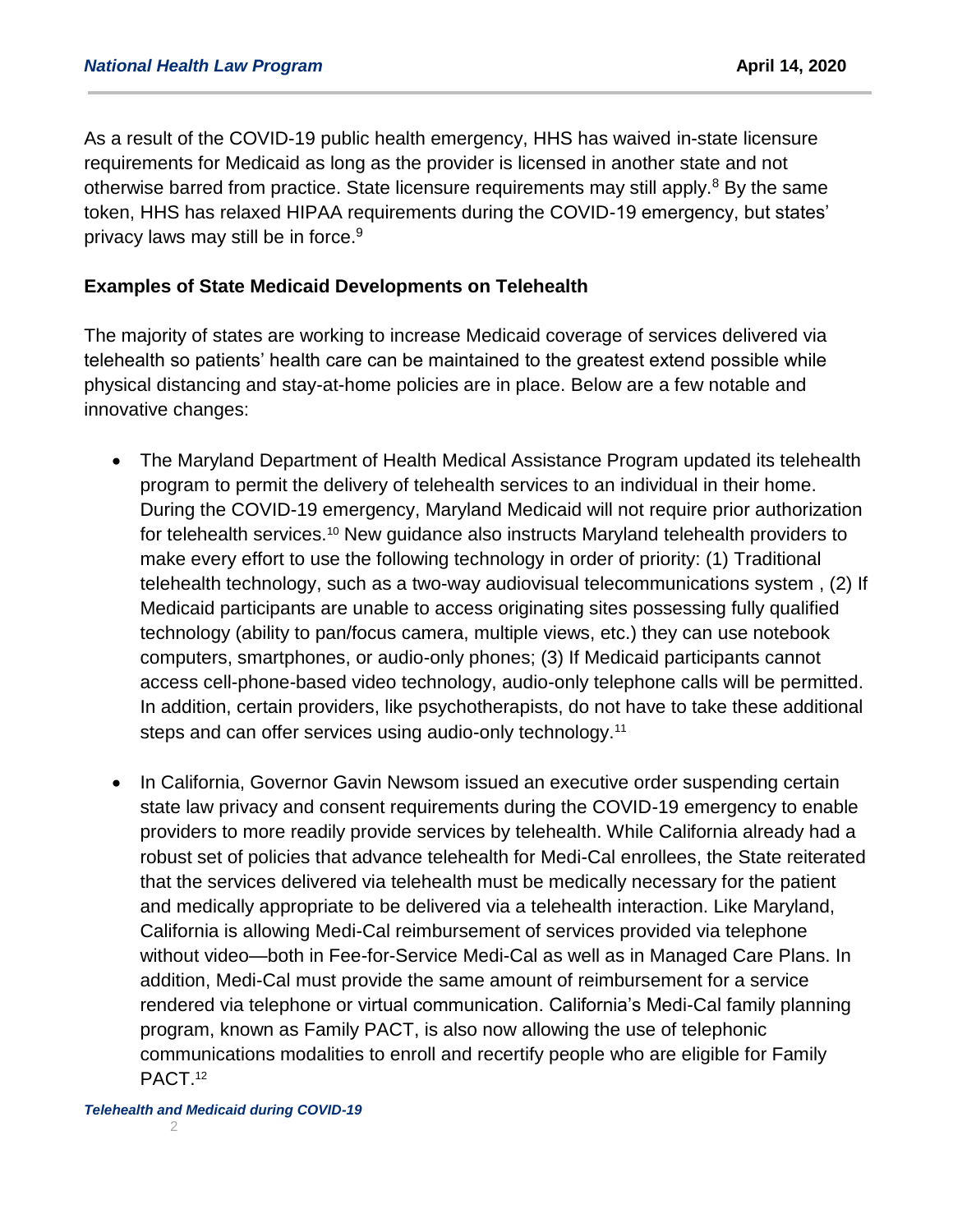As a result of the COVID-19 public health emergency, HHS has waived in-state licensure requirements for Medicaid as long as the provider is licensed in another state and not otherwise barred from practice. State licensure requirements may still apply.[8] By the same token, HHS has relaxed HIPAA requirements during the COVID-19 emergency, but states' privacy laws may still be in force.[9]

**Examples of State Medicaid Developments on Telehealth**

The majority of states are working to increase Medicaid coverage of services delivered via telehealth so patients' health care can be maintained to the greatest extend possible while physical distancing and stay-at-home policies are in place. Below are a few notable and innovative changes:

- The Maryland Department of Health Medical Assistance Program updated its telehealth program to permit the delivery of telehealth services to an individual in their home. During the COVID-19 emergency, Maryland Medicaid will not require prior authorization for telehealth services.[10] New guidance also instructs Maryland telehealth providers to make every effort to use the following technology in order of priority: (1) Traditional telehealth technology, such as a two-way audiovisual telecommunications system , (2) If Medicaid participants are unable to access originating sites possessing fully qualified technology (ability to pan/focus camera, multiple views, etc.) they can use notebook computers, smartphones, or audio-only phones; (3) If Medicaid participants cannot access cell-phone-based video technology, audio-only telephone calls will be permitted. In addition, certain providers, like psychotherapists, do not have to take these additional steps and can offer services using audio-only technology.[11]

- In California, Governor Gavin Newsom issued an executive order suspending certain state law privacy and consent requirements during the COVID-19 emergency to enable providers to more readily provide services by telehealth. While California already had a robust set of policies that advance telehealth for Medi-Cal enrollees, the State reiterated that the services delivered via telehealth must be medically necessary for the patient and medically appropriate to be delivered via a telehealth interaction. Like Maryland, California is allowing Medi-Cal reimbursement of services provided via telephone without video—both in Fee-for-Service Medi-Cal as well as in Managed Care Plans. In addition, Medi-Cal must provide the same amount of reimbursement for a service rendered via telephone or virtual communication. California's Medi-Cal family planning program, known as Family PACT, is also now allowing the use of telephonic communications modalities to enroll and recertify people who are eligible for Family PACT.[12]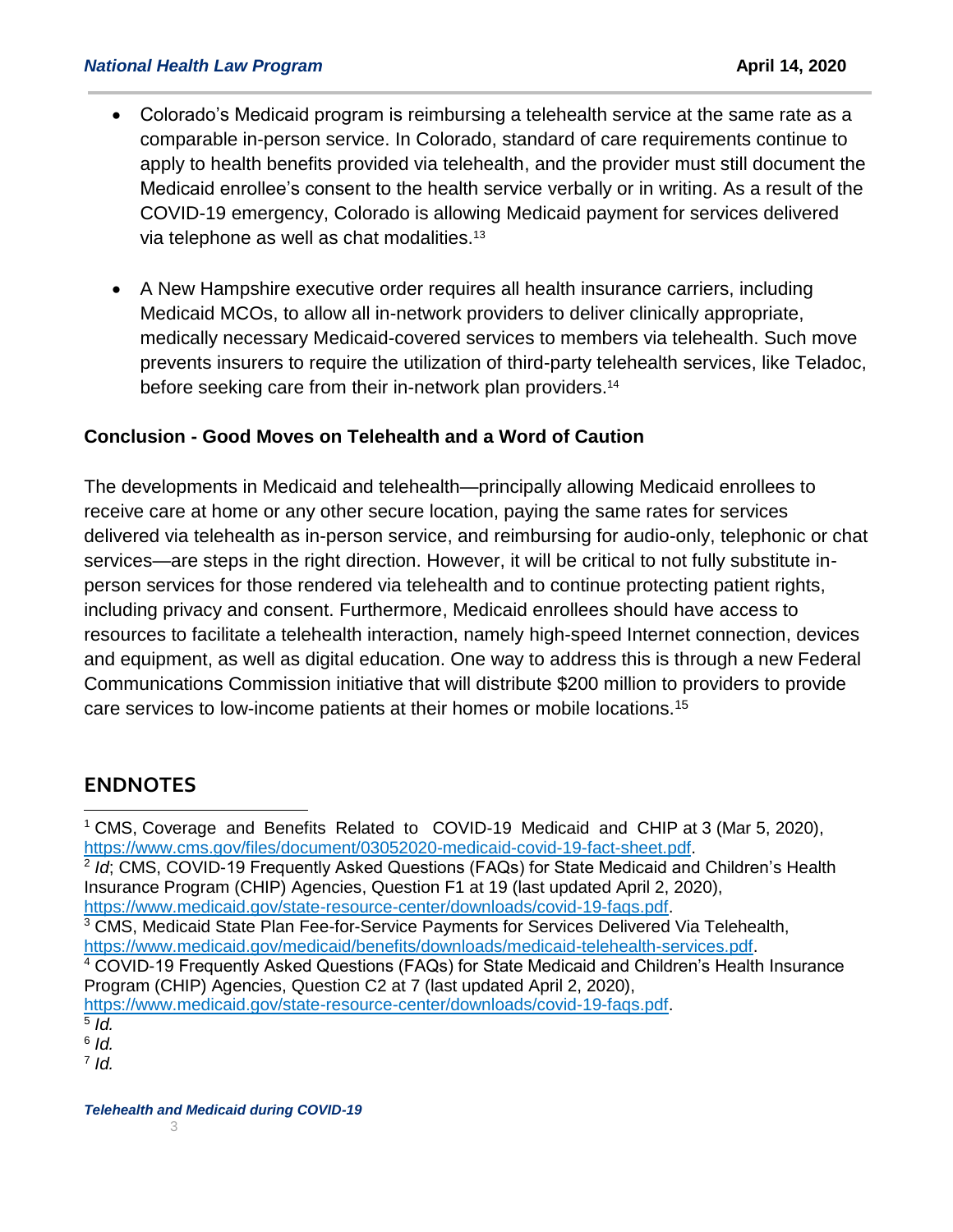- Colorado's Medicaid program is reimbursing a telehealth service at the same rate as a comparable in-person service. In Colorado, standard of care requirements continue to apply to health benefits provided via telehealth, and the provider must still document the Medicaid enrollee's consent to the health service verbally or in writing. As a result of the COVID-19 emergency, Colorado is allowing Medicaid payment for services delivered via telephone as well as chat modalities.[13]

- A New Hampshire executive order requires all health insurance carriers, including Medicaid MCOs, to allow all in-network providers to deliver clinically appropriate, medically necessary Medicaid-covered services to members via telehealth. Such move prevents insurers to require the utilization of third-party telehealth services, like Teladoc, before seeking care from their in-network plan providers.[14]

**Conclusion - Good Moves on Telehealth and a Word of Caution**

The developments in Medicaid and telehealth—principally allowing Medicaid enrollees to receive care at home or any other secure location, paying the same rates for services delivered via telehealth as in-person service, and reimbursing for audio-only, telephonic or chat services—are steps in the right direction. However, it will be critical to not fully substitute in-person services for those rendered via telehealth and to continue protecting patient rights, including privacy and consent. Furthermore, Medicaid enrollees should have access to resources to facilitate a telehealth interaction, namely high-speed Internet connection, devices and equipment, as well as digital education. One way to address this is through a new Federal Communications Commission initiative that will distribute $200 million to providers to provide care services to low-income patients at their homes or mobile locations.[15]

## ENDNOTES

[1] CMS, Coverage and Benefits Related to COVID-19 Medicaid and CHIP at 3 (Mar 5, 2020), https://www.cms.gov/files/document/03052020-medicaid-covid-19-fact-sheet.pdf.

[2] *Id*; CMS, COVID-19 Frequently Asked Questions (FAQs) for State Medicaid and Children's Health Insurance Program (CHIP) Agencies, Question F1 at 19 (last updated April 2, 2020), https://www.medicaid.gov/state-resource-center/downloads/covid-19-faqs.pdf.

[3] CMS, Medicaid State Plan Fee-for-Service Payments for Services Delivered Via Telehealth, https://www.medicaid.gov/medicaid/benefits/downloads/medicaid-telehealth-services.pdf.

[4] COVID-19 Frequently Asked Questions (FAQs) for State Medicaid and Children's Health Insurance Program (CHIP) Agencies, Question C2 at 7 (last updated April 2, 2020), https://www.medicaid.gov/state-resource-center/downloads/covid-19-faqs.pdf.

[5] *Id.*

[6] *Id.*

[7] *Id.*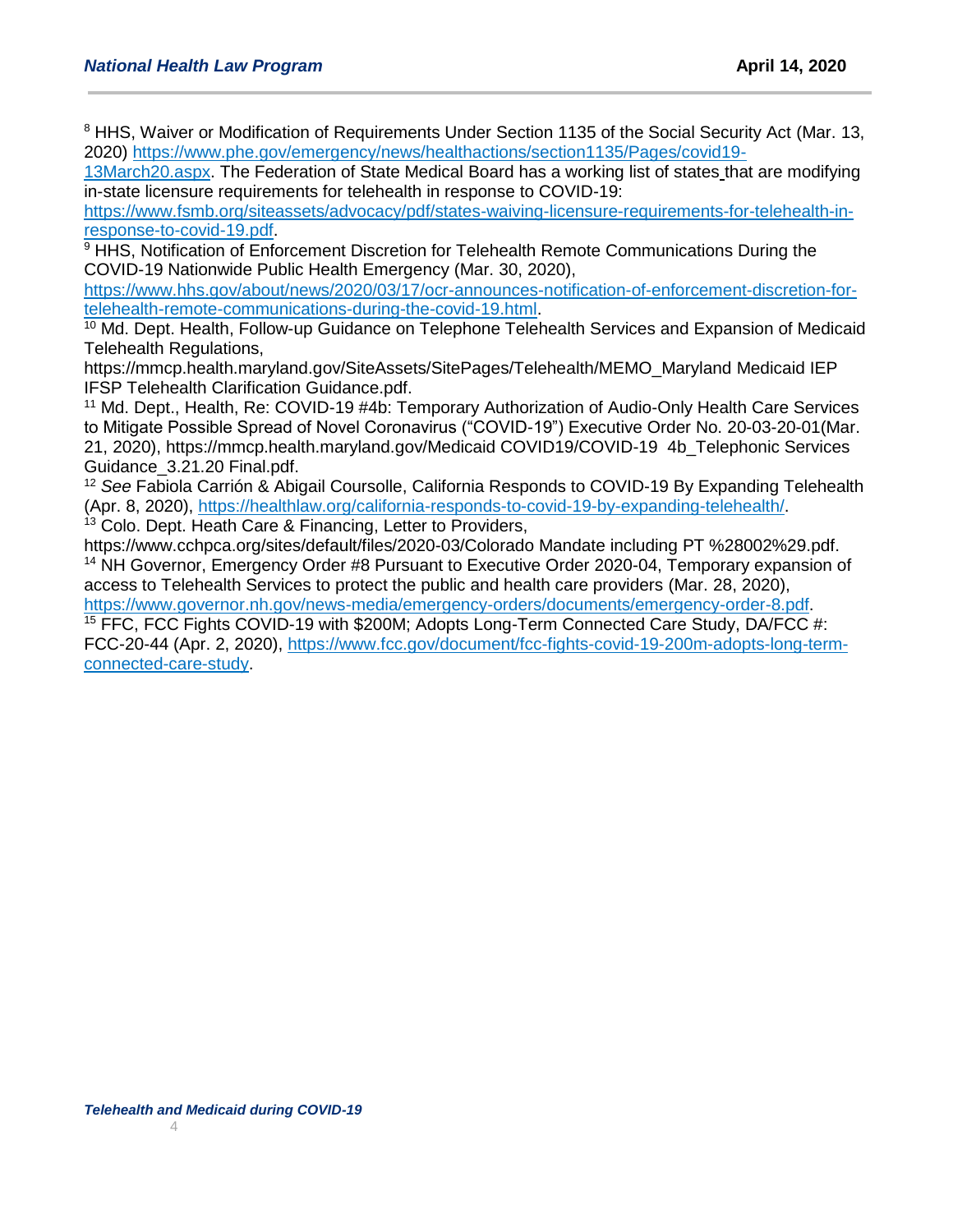[8] HHS, Waiver or Modification of Requirements Under Section 1135 of the Social Security Act (Mar. 13, 2020) https://www.phe.gov/emergency/news/healthactions/section1135/Pages/covid19-13March20.aspx. The Federation of State Medical Board has a working list of states that are modifying in-state licensure requirements for telehealth in response to COVID-19: https://www.fsmb.org/siteassets/advocacy/pdf/states-waiving-licensure-requirements-for-telehealth-in-response-to-covid-19.pdf.

[9] HHS, Notification of Enforcement Discretion for Telehealth Remote Communications During the COVID-19 Nationwide Public Health Emergency (Mar. 30, 2020), https://www.hhs.gov/about/news/2020/03/17/ocr-announces-notification-of-enforcement-discretion-for-telehealth-remote-communications-during-the-covid-19.html.

[10] Md. Dept. Health, Follow-up Guidance on Telephone Telehealth Services and Expansion of Medicaid Telehealth Regulations, https://mmcp.health.maryland.gov/SiteAssets/SitePages/Telehealth/MEMO_Maryland Medicaid IEP IFSP Telehealth Clarification Guidance.pdf.

[11] Md. Dept., Health, Re: COVID-19 #4b: Temporary Authorization of Audio-Only Health Care Services to Mitigate Possible Spread of Novel Coronavirus ("COVID-19") Executive Order No. 20-03-20-01(Mar. 21, 2020), https://mmcp.health.maryland.gov/Medicaid COVID19/COVID-19 4b_Telephonic Services Guidance_3.21.20 Final.pdf.

[12] *See* Fabiola Carrión & Abigail Coursolle, California Responds to COVID-19 By Expanding Telehealth (Apr. 8, 2020), https://healthlaw.org/california-responds-to-covid-19-by-expanding-telehealth/.

[13] Colo. Dept. Heath Care & Financing, Letter to Providers, https://www.cchpca.org/sites/default/files/2020-03/Colorado Mandate including PT %28002%29.pdf.

[14] NH Governor, Emergency Order #8 Pursuant to Executive Order 2020-04, Temporary expansion of access to Telehealth Services to protect the public and health care providers (Mar. 28, 2020), https://www.governor.nh.gov/news-media/emergency-orders/documents/emergency-order-8.pdf.

[15] FFC, FCC Fights COVID-19 with $200M; Adopts Long-Term Connected Care Study, DA/FCC #: FCC-20-44 (Apr. 2, 2020), https://www.fcc.gov/document/fcc-fights-covid-19-200m-adopts-long-term-connected-care-study.